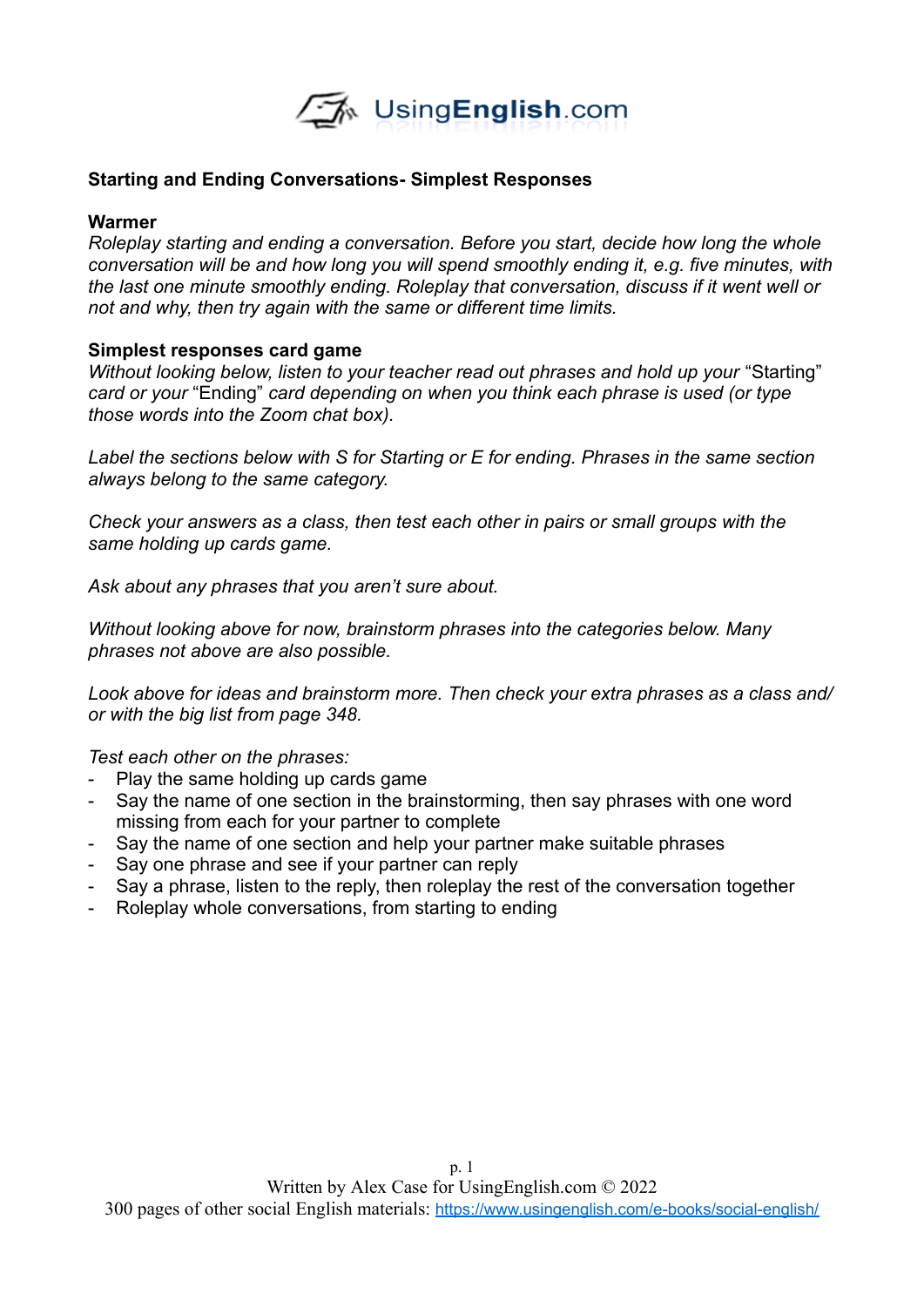## Starting and Ending Conversations- Simplest Responses

**Warmer**

*Roleplay starting and ending a conversation. Before you start, decide how long the whole conversation will be and how long you will spend smoothly ending it, e.g. five minutes, with the last one minute smoothly ending. Roleplay that conversation, discuss if it went well or not and why, then try again with the same or different time limits.*

**Simplest responses card game**

*Without looking below, listen to your teacher read out phrases and hold up your* "Starting" *card or your* "Ending" *card depending on when you think each phrase is used (or type those words into the Zoom chat box).*

*Label the sections below with S for Starting or E for ending. Phrases in the same section always belong to the same category.*

*Check your answers as a class, then test each other in pairs or small groups with the same holding up cards game.*

*Ask about any phrases that you aren't sure about.*

*Without looking above for now, brainstorm phrases into the categories below. Many phrases not above are also possible.*

*Look above for ideas and brainstorm more. Then check your extra phrases as a class and/or with the big list from page 348.*

*Test each other on the phrases:*

- Play the same holding up cards game
- Say the name of one section in the brainstorming, then say phrases with one word missing from each for your partner to complete
- Say the name of one section and help your partner make suitable phrases
- Say one phrase and see if your partner can reply
- Say a phrase, listen to the reply, then roleplay the rest of the conversation together
- Roleplay whole conversations, from starting to ending

Written by Alex Case for UsingEnglish.com © 2022
300 pages of other social English materials: https://www.usingenglish.com/e-books/social-english/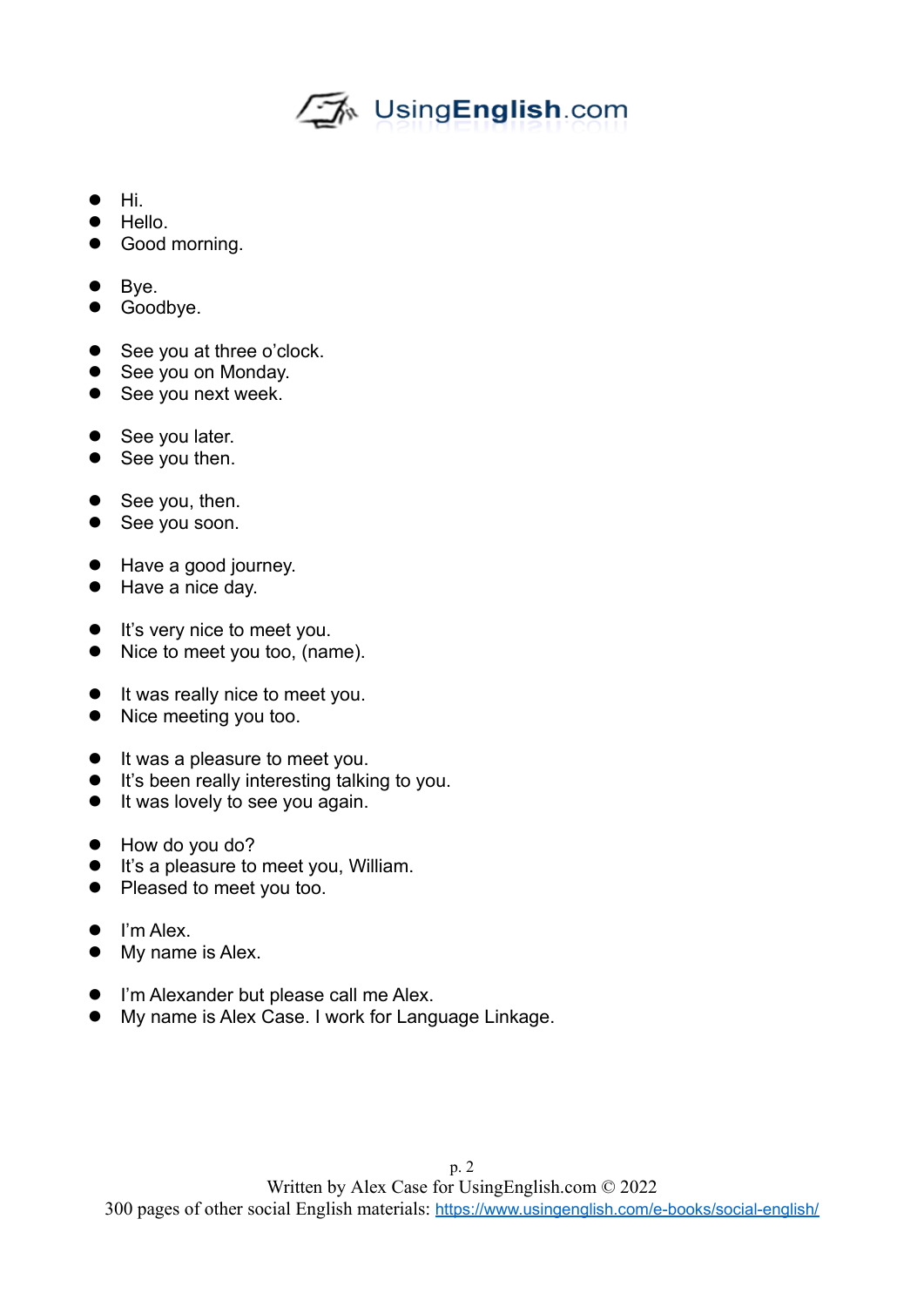- Hi.
- Hello.
- Good morning.

- Bye.
- Goodbye.

- See you at three o'clock.
- See you on Monday.
- See you next week.

- See you later.
- See you then.

- See you, then.
- See you soon.

- Have a good journey.
- Have a nice day.

- It's very nice to meet you.
- Nice to meet you too, (name).

- It was really nice to meet you.
- Nice meeting you too.

- It was a pleasure to meet you.
- It's been really interesting talking to you.
- It was lovely to see you again.

- How do you do?
- It's a pleasure to meet you, William.
- Pleased to meet you too.

- I'm Alex.
- My name is Alex.

- I'm Alexander but please call me Alex.
- My name is Alex Case. I work for Language Linkage.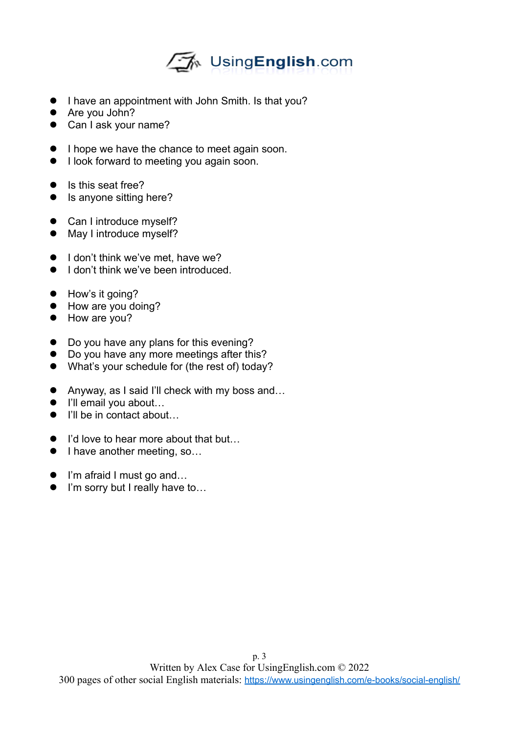- I have an appointment with John Smith. Is that you?
- Are you John?
- Can I ask your name?

- I hope we have the chance to meet again soon.
- I look forward to meeting you again soon.

- Is this seat free?
- Is anyone sitting here?

- Can I introduce myself?
- May I introduce myself?

- I don't think we've met, have we?
- I don't think we've been introduced.

- How's it going?
- How are you doing?
- How are you?

- Do you have any plans for this evening?
- Do you have any more meetings after this?
- What's your schedule for (the rest of) today?

- Anyway, as I said I'll check with my boss and…
- I'll email you about…
- I'll be in contact about…

- I'd love to hear more about that but…
- I have another meeting, so…

- I'm afraid I must go and…
- I'm sorry but I really have to…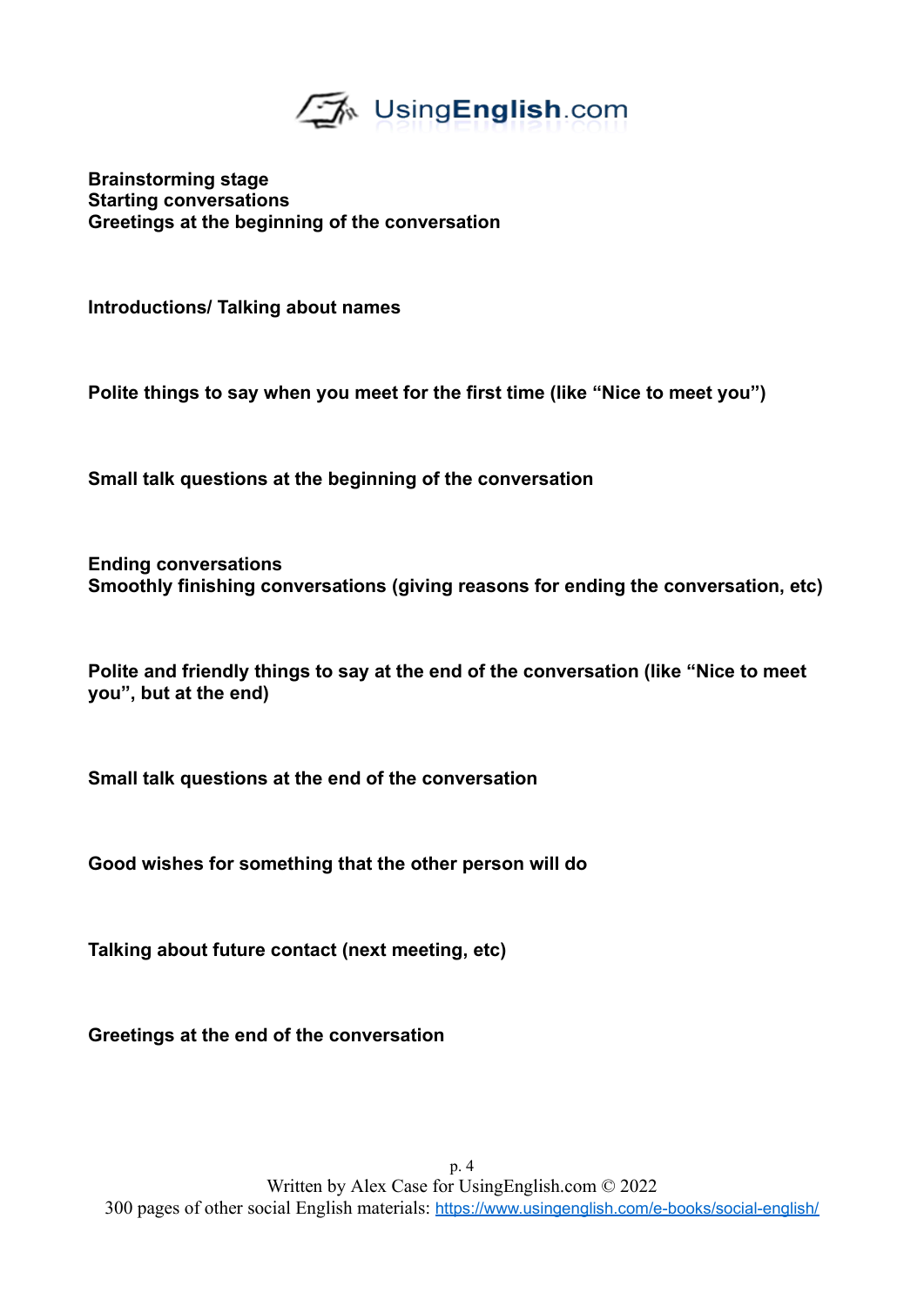**Brainstorming stage**
**Starting conversations**
**Greetings at the beginning of the conversation**

**Introductions/ Talking about names**

**Polite things to say when you meet for the first time (like "Nice to meet you")**

**Small talk questions at the beginning of the conversation**

**Ending conversations**
**Smoothly finishing conversations (giving reasons for ending the conversation, etc)**

**Polite and friendly things to say at the end of the conversation (like "Nice to meet you", but at the end)**

**Small talk questions at the end of the conversation**

**Good wishes for something that the other person will do**

**Talking about future contact (next meeting, etc)**

**Greetings at the end of the conversation**